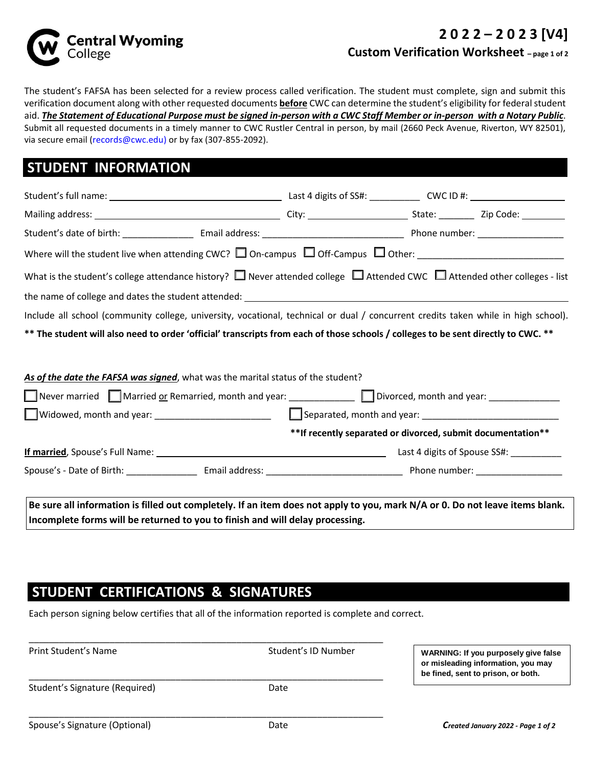# Central Wyoming College

## 2022 – 2023 [V4]
## Custom Verification Worksheet – page 1 of 2

The student's FAFSA has been selected for a review process called verification. The student must complete, sign and submit this verification document along with other requested documents **before** CWC can determine the student's eligibility for federal student aid. ***The Statement of Educational Purpose must be signed in-person with a CWC Staff Member or in-person with a Notary Public***. Submit all requested documents in a timely manner to CWC Rustler Central in person, by mail (2660 Peck Avenue, Riverton, WY 82501), via secure email (records@cwc.edu) or by fax (307-855-2092).

## STUDENT INFORMATION

Student's full name: ______________________ Last 4 digits of SS#: __________ CWC ID #: ______________

Mailing address: ______________________ City: ______________ State: _______ Zip Code: ________

Student's date of birth: ____________ Email address: ______________________ Phone number: ______________

Where will the student live when attending CWC? ☐ On-campus ☐ Off-Campus ☐ Other: ______________________

What is the student's college attendance history? ☐ Never attended college ☐ Attended CWC ☐ Attended other colleges - list the name of college and dates the student attended: ______________________

Include all school (community college, university, vocational, technical or dual / concurrent credits taken while in high school).

**\*\* The student will also need to order 'official' transcripts from each of those schools / colleges to be sent directly to CWC. \*\***

***As of the date the FAFSA was signed***, what was the marital status of the student?

☐ Never married ☐ Married or Remarried, month and year: ____________ ☐ Divorced, month and year: ____________

☐ Widowed, month and year: ____________________ ☐ Separated, month and year: ______________________

**\*\*If recently separated or divorced, submit documentation\*\***

**If married**, Spouse's Full Name: ______________________________ Last 4 digits of Spouse SS#: __________

Spouse's - Date of Birth: ____________ Email address: ______________________ Phone number: ______________

**Be sure all information is filled out completely. If an item does not apply to you, mark N/A or 0. Do not leave items blank. Incomplete forms will be returned to you to finish and will delay processing.**

## STUDENT CERTIFICATIONS & SIGNATURES

Each person signing below certifies that all of the information reported is complete and correct.

______________________________________________

Print Student's Name Student's ID Number

______________________________________________

Student's Signature (Required) Date

______________________________________________

Spouse's Signature (Optional) Date

**WARNING: If you purposely give false or misleading information, you may be fined, sent to prison, or both.**

***Created January 2022***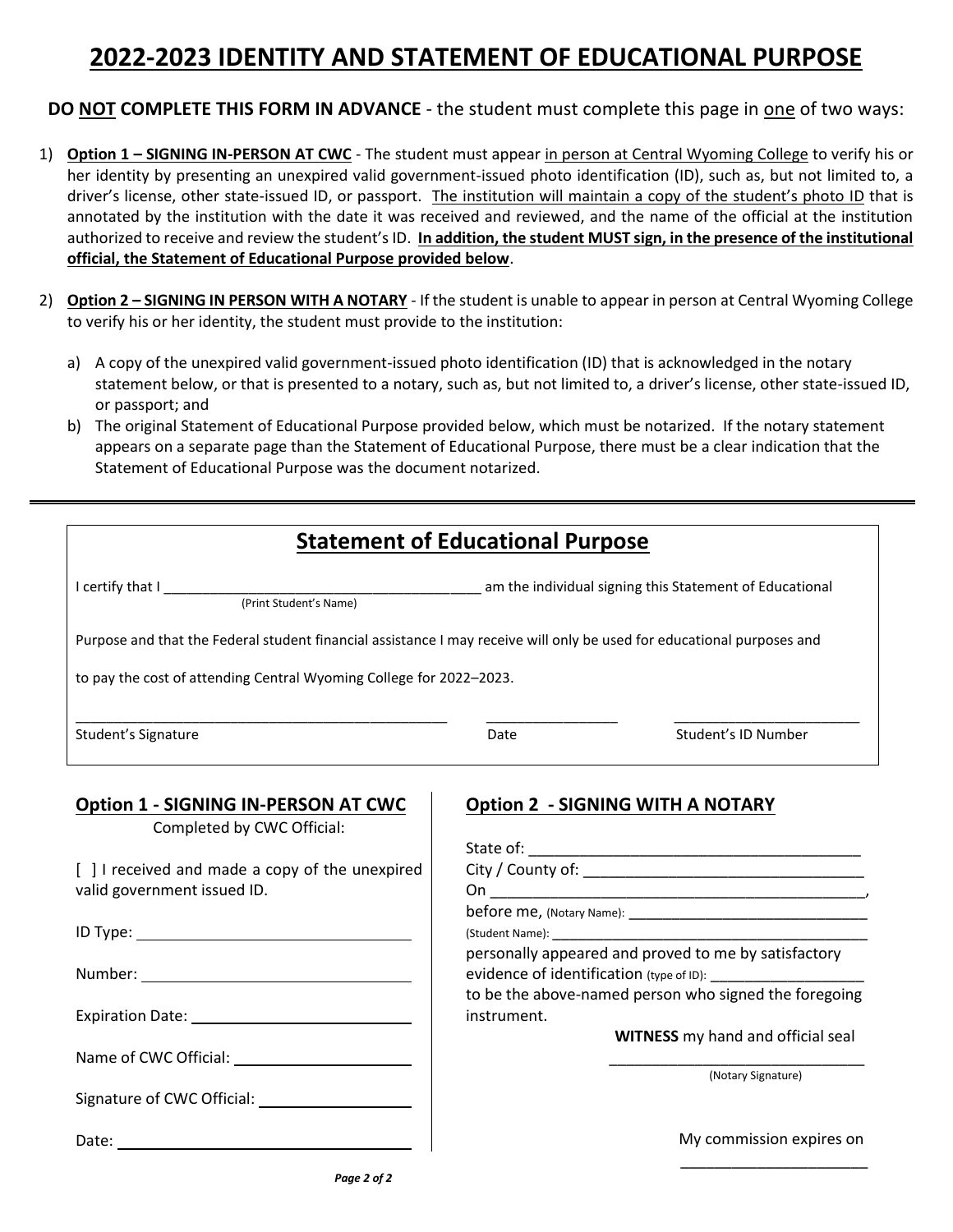# 2022-2023 IDENTITY AND STATEMENT OF EDUCATIONAL PURPOSE

**DO NOT COMPLETE THIS FORM IN ADVANCE** - the student must complete this page in one of two ways:

1) **Option 1 – SIGNING IN-PERSON AT CWC** - The student must appear in person at Central Wyoming College to verify his or her identity by presenting an unexpired valid government-issued photo identification (ID), such as, but not limited to, a driver's license, other state-issued ID, or passport. The institution will maintain a copy of the student's photo ID that is annotated by the institution with the date it was received and reviewed, and the name of the official at the institution authorized to receive and review the student's ID. **In addition, the student MUST sign, in the presence of the institutional official, the Statement of Educational Purpose provided below**.

2) **Option 2 – SIGNING IN PERSON WITH A NOTARY** - If the student is unable to appear in person at Central Wyoming College to verify his or her identity, the student must provide to the institution:

   a) A copy of the unexpired valid government-issued photo identification (ID) that is acknowledged in the notary statement below, or that is presented to a notary, such as, but not limited to, a driver's license, other state-issued ID, or passport; and
   b) The original Statement of Educational Purpose provided below, which must be notarized. If the notary statement appears on a separate page than the Statement of Educational Purpose, there must be a clear indication that the Statement of Educational Purpose was the document notarized.

---

## Statement of Educational Purpose

I certify that I ________________________________________ am the individual signing this Statement of Educational
(Print Student's Name)

Purpose and that the Federal student financial assistance I may receive will only be used for educational purposes and

to pay the cost of attending Central Wyoming College for 2022–2023.

_______________________________________ ________________ ________________________
Student's Signature Date Student's ID Number

### Option 1 - SIGNING IN-PERSON AT CWC

Completed by CWC Official:

[ ] I received and made a copy of the unexpired valid government issued ID.

ID Type: ______________________________

Number: ______________________________

Expiration Date: ______________________________

Name of CWC Official: ______________________________

Signature of CWC Official: ______________________________

Date: ______________________________

### Option 2 - SIGNING WITH A NOTARY

State of: ________________________________________

City / County of: ________________________________

On ____________________________________________,

before me, (Notary Name): ____________________________

(Student Name): ________________________________________

personally appeared and proved to me by satisfactory evidence of identification (type of ID): __________________ to be the above-named person who signed the foregoing instrument.

**WITNESS** my hand and official seal

_______________________________
(Notary Signature)

My commission expires on
______________________